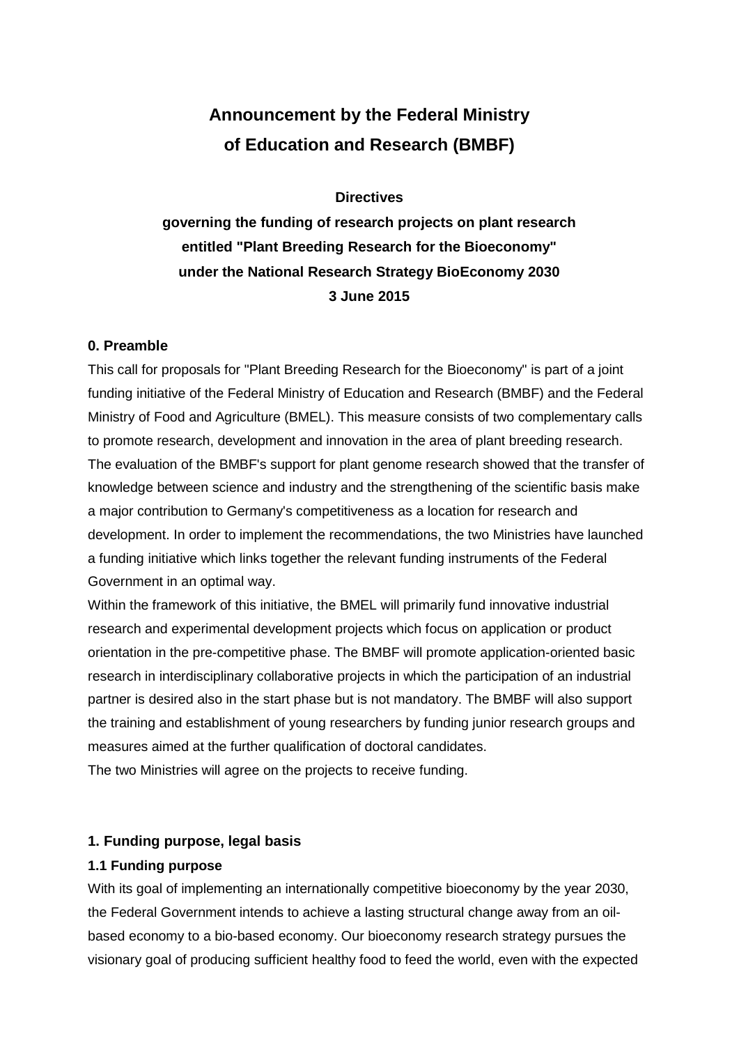# Announcement by the Federal Ministry of Education and Research (BMBF)

**Directives**

**governing the funding of research projects on plant research entitled "Plant Breeding Research for the Bioeconomy" under the National Research Strategy BioEconomy 2030**

**3 June 2015**

## 0. Preamble

This call for proposals for "Plant Breeding Research for the Bioeconomy" is part of a joint funding initiative of the Federal Ministry of Education and Research (BMBF) and the Federal Ministry of Food and Agriculture (BMEL). This measure consists of two complementary calls to promote research, development and innovation in the area of plant breeding research. The evaluation of the BMBF's support for plant genome research showed that the transfer of knowledge between science and industry and the strengthening of the scientific basis make a major contribution to Germany's competitiveness as a location for research and development. In order to implement the recommendations, the two Ministries have launched a funding initiative which links together the relevant funding instruments of the Federal Government in an optimal way.

Within the framework of this initiative, the BMEL will primarily fund innovative industrial research and experimental development projects which focus on application or product orientation in the pre-competitive phase. The BMBF will promote application-oriented basic research in interdisciplinary collaborative projects in which the participation of an industrial partner is desired also in the start phase but is not mandatory. The BMBF will also support the training and establishment of young researchers by funding junior research groups and measures aimed at the further qualification of doctoral candidates.

The two Ministries will agree on the projects to receive funding.

## 1. Funding purpose, legal basis

### 1.1 Funding purpose

With its goal of implementing an internationally competitive bioeconomy by the year 2030, the Federal Government intends to achieve a lasting structural change away from an oil-based economy to a bio-based economy. Our bioeconomy research strategy pursues the visionary goal of producing sufficient healthy food to feed the world, even with the expected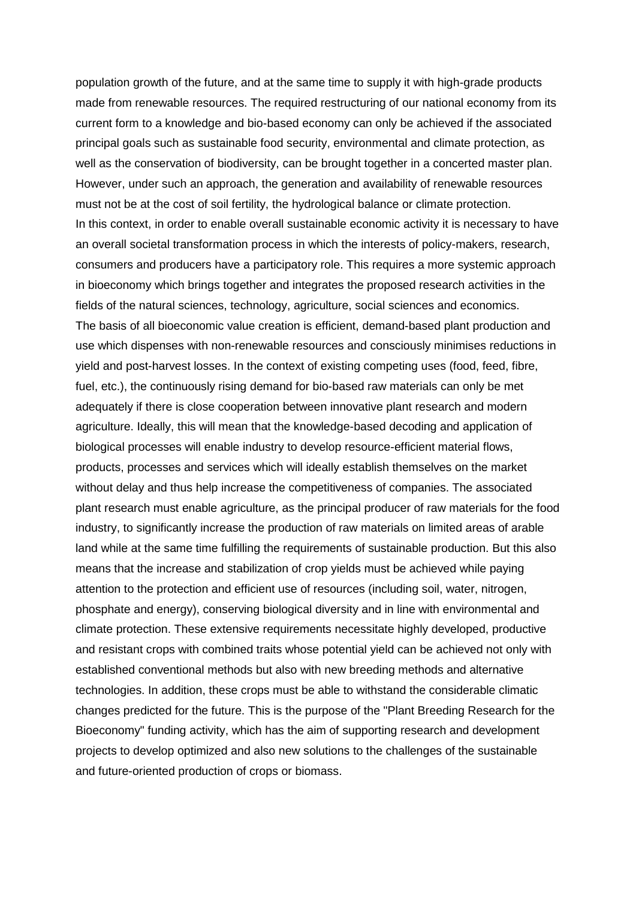population growth of the future, and at the same time to supply it with high-grade products made from renewable resources. The required restructuring of our national economy from its current form to a knowledge and bio-based economy can only be achieved if the associated principal goals such as sustainable food security, environmental and climate protection, as well as the conservation of biodiversity, can be brought together in a concerted master plan. However, under such an approach, the generation and availability of renewable resources must not be at the cost of soil fertility, the hydrological balance or climate protection.

In this context, in order to enable overall sustainable economic activity it is necessary to have an overall societal transformation process in which the interests of policy-makers, research, consumers and producers have a participatory role. This requires a more systemic approach in bioeconomy which brings together and integrates the proposed research activities in the fields of the natural sciences, technology, agriculture, social sciences and economics.

The basis of all bioeconomic value creation is efficient, demand-based plant production and use which dispenses with non-renewable resources and consciously minimises reductions in yield and post-harvest losses. In the context of existing competing uses (food, feed, fibre, fuel, etc.), the continuously rising demand for bio-based raw materials can only be met adequately if there is close cooperation between innovative plant research and modern agriculture. Ideally, this will mean that the knowledge-based decoding and application of biological processes will enable industry to develop resource-efficient material flows, products, processes and services which will ideally establish themselves on the market without delay and thus help increase the competitiveness of companies. The associated plant research must enable agriculture, as the principal producer of raw materials for the food industry, to significantly increase the production of raw materials on limited areas of arable land while at the same time fulfilling the requirements of sustainable production. But this also means that the increase and stabilization of crop yields must be achieved while paying attention to the protection and efficient use of resources (including soil, water, nitrogen, phosphate and energy), conserving biological diversity and in line with environmental and climate protection. These extensive requirements necessitate highly developed, productive and resistant crops with combined traits whose potential yield can be achieved not only with established conventional methods but also with new breeding methods and alternative technologies. In addition, these crops must be able to withstand the considerable climatic changes predicted for the future. This is the purpose of the "Plant Breeding Research for the Bioeconomy" funding activity, which has the aim of supporting research and development projects to develop optimized and also new solutions to the challenges of the sustainable and future-oriented production of crops or biomass.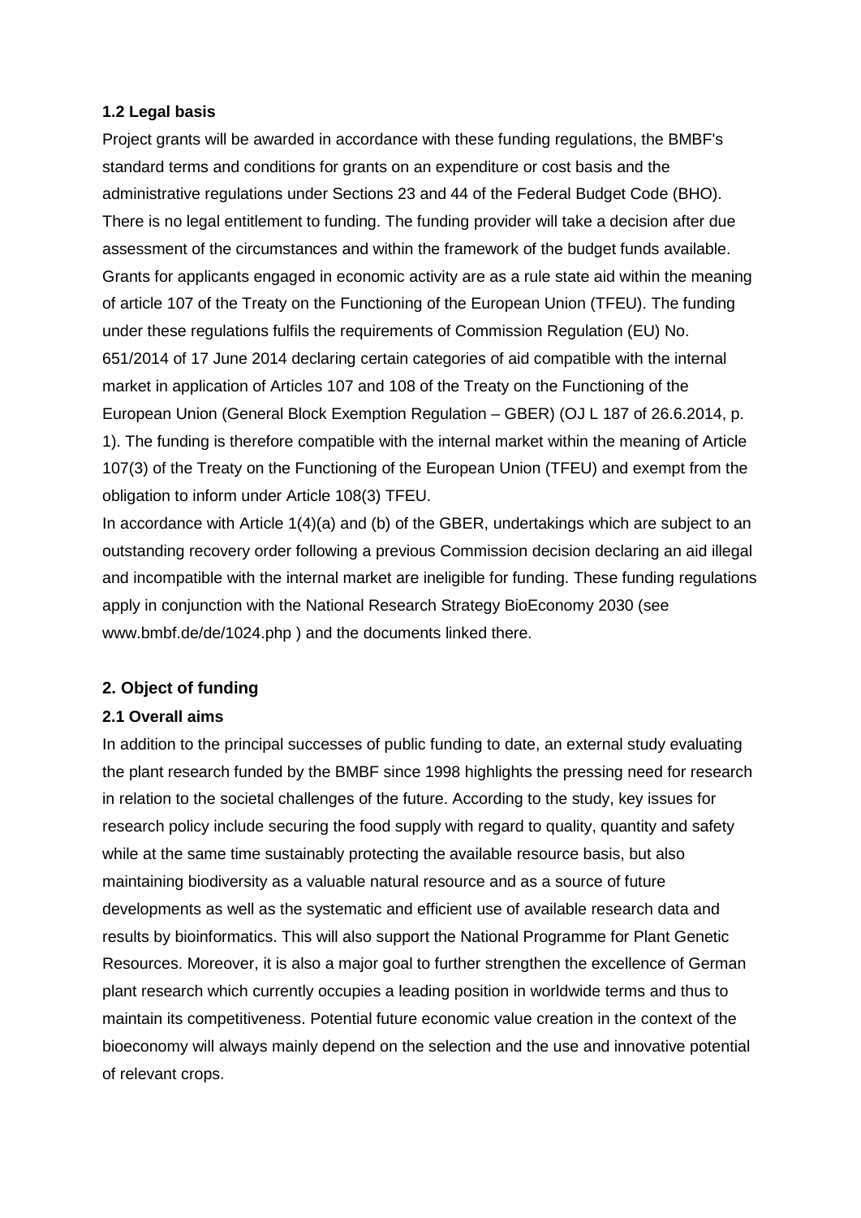### 1.2 Legal basis

Project grants will be awarded in accordance with these funding regulations, the BMBF's standard terms and conditions for grants on an expenditure or cost basis and the administrative regulations under Sections 23 and 44 of the Federal Budget Code (BHO). There is no legal entitlement to funding. The funding provider will take a decision after due assessment of the circumstances and within the framework of the budget funds available. Grants for applicants engaged in economic activity are as a rule state aid within the meaning of article 107 of the Treaty on the Functioning of the European Union (TFEU). The funding under these regulations fulfils the requirements of Commission Regulation (EU) No. 651/2014 of 17 June 2014 declaring certain categories of aid compatible with the internal market in application of Articles 107 and 108 of the Treaty on the Functioning of the European Union (General Block Exemption Regulation – GBER) (OJ L 187 of 26.6.2014, p. 1). The funding is therefore compatible with the internal market within the meaning of Article 107(3) of the Treaty on the Functioning of the European Union (TFEU) and exempt from the obligation to inform under Article 108(3) TFEU.

In accordance with Article 1(4)(a) and (b) of the GBER, undertakings which are subject to an outstanding recovery order following a previous Commission decision declaring an aid illegal and incompatible with the internal market are ineligible for funding. These funding regulations apply in conjunction with the National Research Strategy BioEconomy 2030 (see www.bmbf.de/de/1024.php ) and the documents linked there.

## 2. Object of funding

### 2.1 Overall aims

In addition to the principal successes of public funding to date, an external study evaluating the plant research funded by the BMBF since 1998 highlights the pressing need for research in relation to the societal challenges of the future. According to the study, key issues for research policy include securing the food supply with regard to quality, quantity and safety while at the same time sustainably protecting the available resource basis, but also maintaining biodiversity as a valuable natural resource and as a source of future developments as well as the systematic and efficient use of available research data and results by bioinformatics. This will also support the National Programme for Plant Genetic Resources. Moreover, it is also a major goal to further strengthen the excellence of German plant research which currently occupies a leading position in worldwide terms and thus to maintain its competitiveness. Potential future economic value creation in the context of the bioeconomy will always mainly depend on the selection and the use and innovative potential of relevant crops.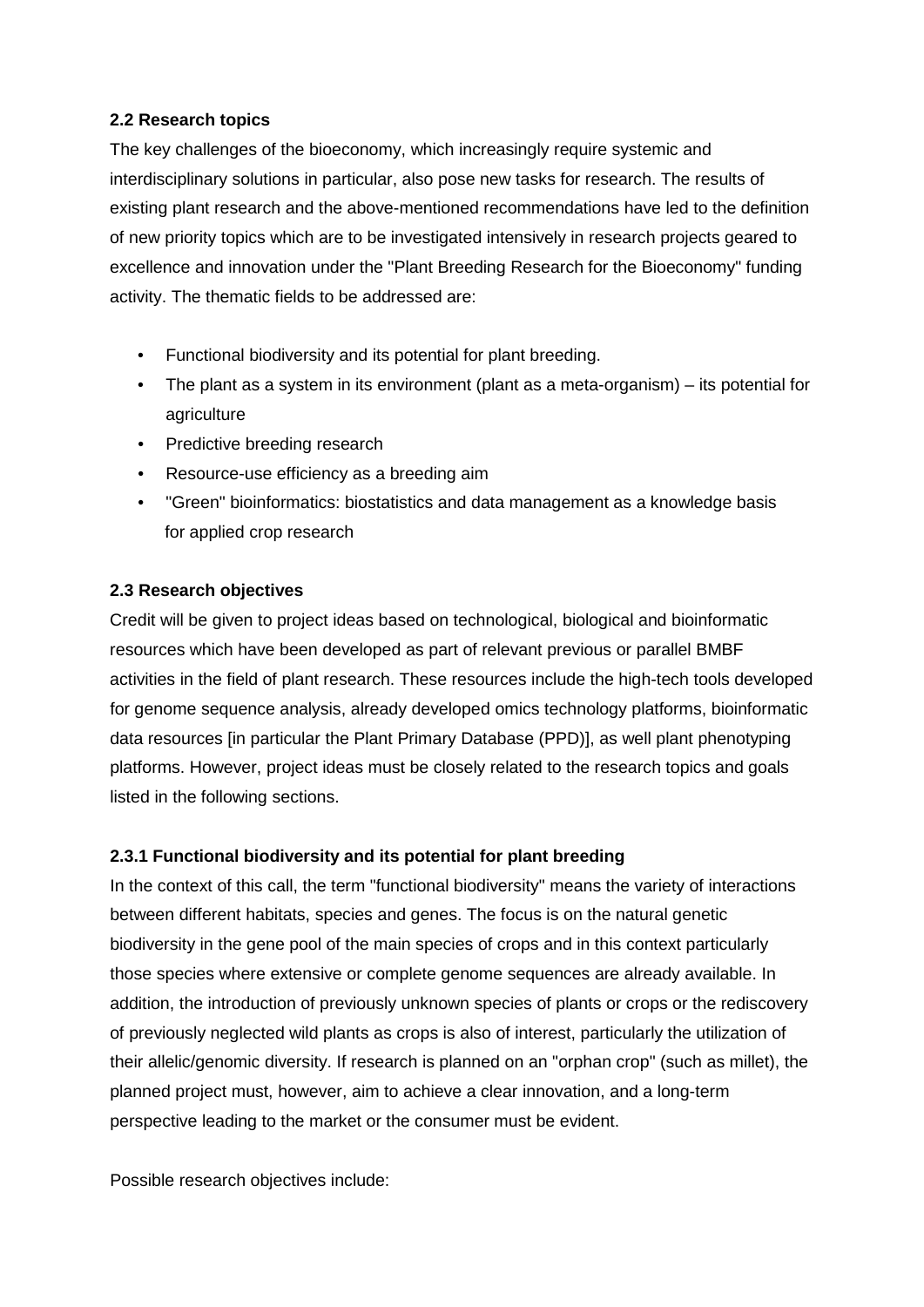### 2.2 Research topics

The key challenges of the bioeconomy, which increasingly require systemic and interdisciplinary solutions in particular, also pose new tasks for research. The results of existing plant research and the above-mentioned recommendations have led to the definition of new priority topics which are to be investigated intensively in research projects geared to excellence and innovation under the "Plant Breeding Research for the Bioeconomy" funding activity. The thematic fields to be addressed are:

- Functional biodiversity and its potential for plant breeding.
- The plant as a system in its environment (plant as a meta-organism) – its potential for agriculture
- Predictive breeding research
- Resource-use efficiency as a breeding aim
- "Green" bioinformatics: biostatistics and data management as a knowledge basis for applied crop research

### 2.3 Research objectives

Credit will be given to project ideas based on technological, biological and bioinformatic resources which have been developed as part of relevant previous or parallel BMBF activities in the field of plant research. These resources include the high-tech tools developed for genome sequence analysis, already developed omics technology platforms, bioinformatic data resources [in particular the Plant Primary Database (PPD)], as well plant phenotyping platforms. However, project ideas must be closely related to the research topics and goals listed in the following sections.

#### 2.3.1 Functional biodiversity and its potential for plant breeding

In the context of this call, the term "functional biodiversity" means the variety of interactions between different habitats, species and genes. The focus is on the natural genetic biodiversity in the gene pool of the main species of crops and in this context particularly those species where extensive or complete genome sequences are already available. In addition, the introduction of previously unknown species of plants or crops or the rediscovery of previously neglected wild plants as crops is also of interest, particularly the utilization of their allelic/genomic diversity. If research is planned on an "orphan crop" (such as millet), the planned project must, however, aim to achieve a clear innovation, and a long-term perspective leading to the market or the consumer must be evident.

Possible research objectives include: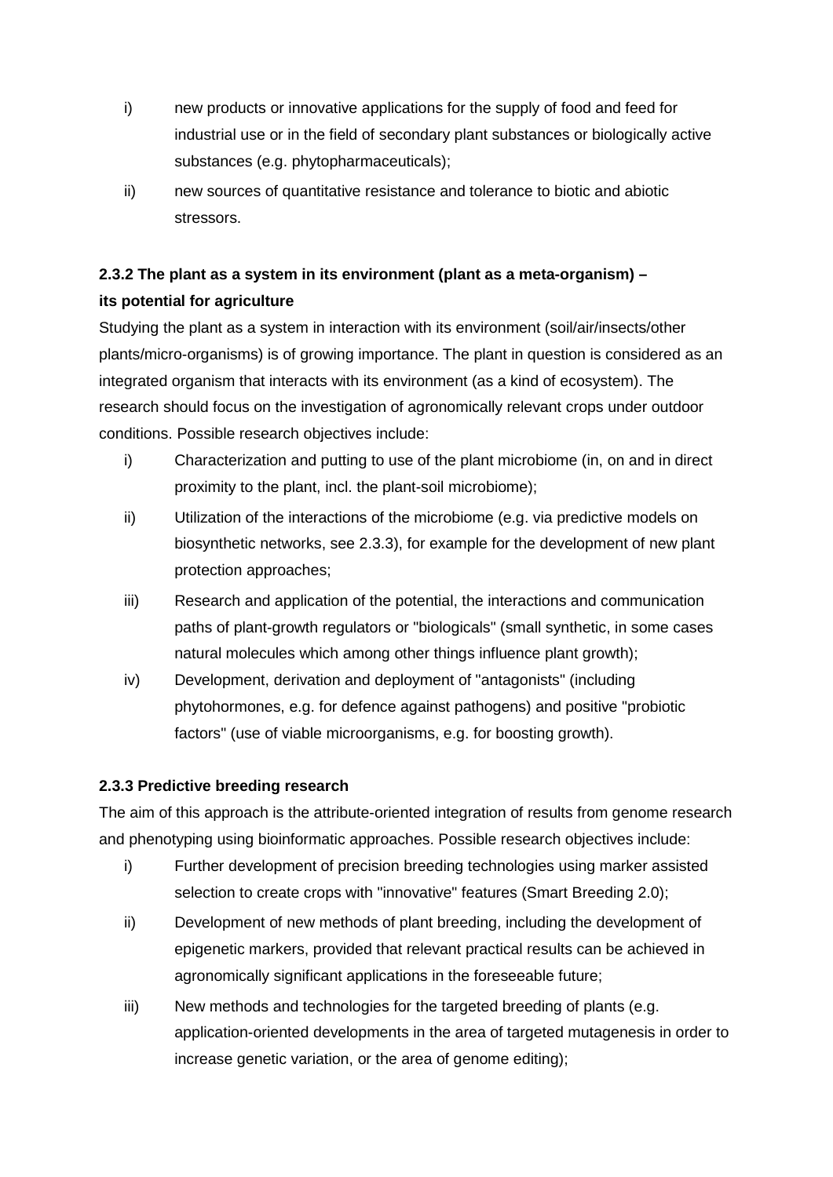i) new products or innovative applications for the supply of food and feed for industrial use or in the field of secondary plant substances or biologically active substances (e.g. phytopharmaceuticals);

ii) new sources of quantitative resistance and tolerance to biotic and abiotic stressors.

### 2.3.2 The plant as a system in its environment (plant as a meta-organism) – its potential for agriculture

Studying the plant as a system in interaction with its environment (soil/air/insects/other plants/micro-organisms) is of growing importance. The plant in question is considered as an integrated organism that interacts with its environment (as a kind of ecosystem). The research should focus on the investigation of agronomically relevant crops under outdoor conditions. Possible research objectives include:

i) Characterization and putting to use of the plant microbiome (in, on and in direct proximity to the plant, incl. the plant-soil microbiome);

ii) Utilization of the interactions of the microbiome (e.g. via predictive models on biosynthetic networks, see 2.3.3), for example for the development of new plant protection approaches;

iii) Research and application of the potential, the interactions and communication paths of plant-growth regulators or "biologicals" (small synthetic, in some cases natural molecules which among other things influence plant growth);

iv) Development, derivation and deployment of "antagonists" (including phytohormones, e.g. for defence against pathogens) and positive "probiotic factors" (use of viable microorganisms, e.g. for boosting growth).

### 2.3.3 Predictive breeding research

The aim of this approach is the attribute-oriented integration of results from genome research and phenotyping using bioinformatic approaches. Possible research objectives include:

i) Further development of precision breeding technologies using marker assisted selection to create crops with "innovative" features (Smart Breeding 2.0);

ii) Development of new methods of plant breeding, including the development of epigenetic markers, provided that relevant practical results can be achieved in agronomically significant applications in the foreseeable future;

iii) New methods and technologies for the targeted breeding of plants (e.g. application-oriented developments in the area of targeted mutagenesis in order to increase genetic variation, or the area of genome editing);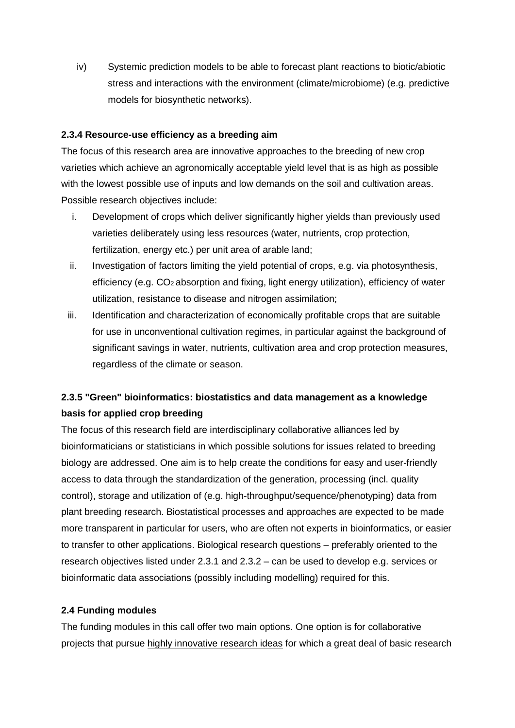iv) Systemic prediction models to be able to forecast plant reactions to biotic/abiotic stress and interactions with the environment (climate/microbiome) (e.g. predictive models for biosynthetic networks).

#### 2.3.4 Resource-use efficiency as a breeding aim

The focus of this research area are innovative approaches to the breeding of new crop varieties which achieve an agronomically acceptable yield level that is as high as possible with the lowest possible use of inputs and low demands on the soil and cultivation areas. Possible research objectives include:

i. Development of crops which deliver significantly higher yields than previously used varieties deliberately using less resources (water, nutrients, crop protection, fertilization, energy etc.) per unit area of arable land;

ii. Investigation of factors limiting the yield potential of crops, e.g. via photosynthesis, efficiency (e.g. $CO_2$ absorption and fixing, light energy utilization), efficiency of water utilization, resistance to disease and nitrogen assimilation;

iii. Identification and characterization of economically profitable crops that are suitable for use in unconventional cultivation regimes, in particular against the background of significant savings in water, nutrients, cultivation area and crop protection measures, regardless of the climate or season.

#### 2.3.5 "Green" bioinformatics: biostatistics and data management as a knowledge basis for applied crop breeding

The focus of this research field are interdisciplinary collaborative alliances led by bioinformaticians or statisticians in which possible solutions for issues related to breeding biology are addressed. One aim is to help create the conditions for easy and user-friendly access to data through the standardization of the generation, processing (incl. quality control), storage and utilization of (e.g. high-throughput/sequence/phenotyping) data from plant breeding research. Biostatistical processes and approaches are expected to be made more transparent in particular for users, who are often not experts in bioinformatics, or easier to transfer to other applications. Biological research questions – preferably oriented to the research objectives listed under 2.3.1 and 2.3.2 – can be used to develop e.g. services or bioinformatic data associations (possibly including modelling) required for this.

### 2.4 Funding modules

The funding modules in this call offer two main options. One option is for collaborative projects that pursue highly innovative research ideas for which a great deal of basic research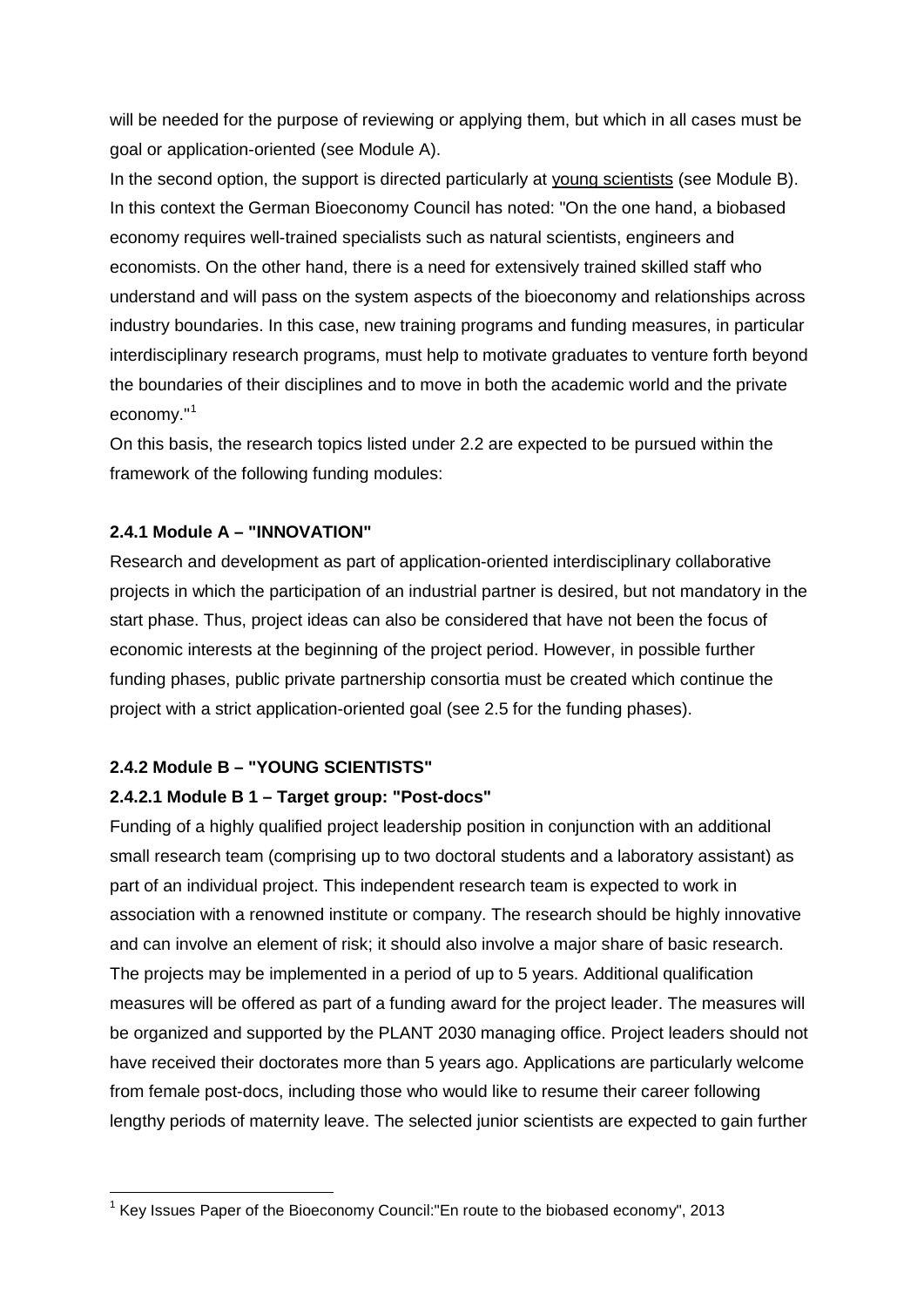will be needed for the purpose of reviewing or applying them, but which in all cases must be goal or application-oriented (see Module A).

In the second option, the support is directed particularly at young scientists (see Module B). In this context the German Bioeconomy Council has noted: "On the one hand, a biobased economy requires well-trained specialists such as natural scientists, engineers and economists. On the other hand, there is a need for extensively trained skilled staff who understand and will pass on the system aspects of the bioeconomy and relationships across industry boundaries. In this case, new training programs and funding measures, in particular interdisciplinary research programs, must help to motivate graduates to venture forth beyond the boundaries of their disciplines and to move in both the academic world and the private economy."[1]

On this basis, the research topics listed under 2.2 are expected to be pursued within the framework of the following funding modules:

#### 2.4.1 Module A – "INNOVATION"

Research and development as part of application-oriented interdisciplinary collaborative projects in which the participation of an industrial partner is desired, but not mandatory in the start phase. Thus, project ideas can also be considered that have not been the focus of economic interests at the beginning of the project period. However, in possible further funding phases, public private partnership consortia must be created which continue the project with a strict application-oriented goal (see 2.5 for the funding phases).

#### 2.4.2 Module B – "YOUNG SCIENTISTS"

##### 2.4.2.1 Module B 1 – Target group: "Post-docs"

Funding of a highly qualified project leadership position in conjunction with an additional small research team (comprising up to two doctoral students and a laboratory assistant) as part of an individual project. This independent research team is expected to work in association with a renowned institute or company. The research should be highly innovative and can involve an element of risk; it should also involve a major share of basic research. The projects may be implemented in a period of up to 5 years. Additional qualification measures will be offered as part of a funding award for the project leader. The measures will be organized and supported by the PLANT 2030 managing office. Project leaders should not have received their doctorates more than 5 years ago. Applications are particularly welcome from female post-docs, including those who would like to resume their career following lengthy periods of maternity leave. The selected junior scientists are expected to gain further

---

[1] Key Issues Paper of the Bioeconomy Council:"En route to the biobased economy", 2013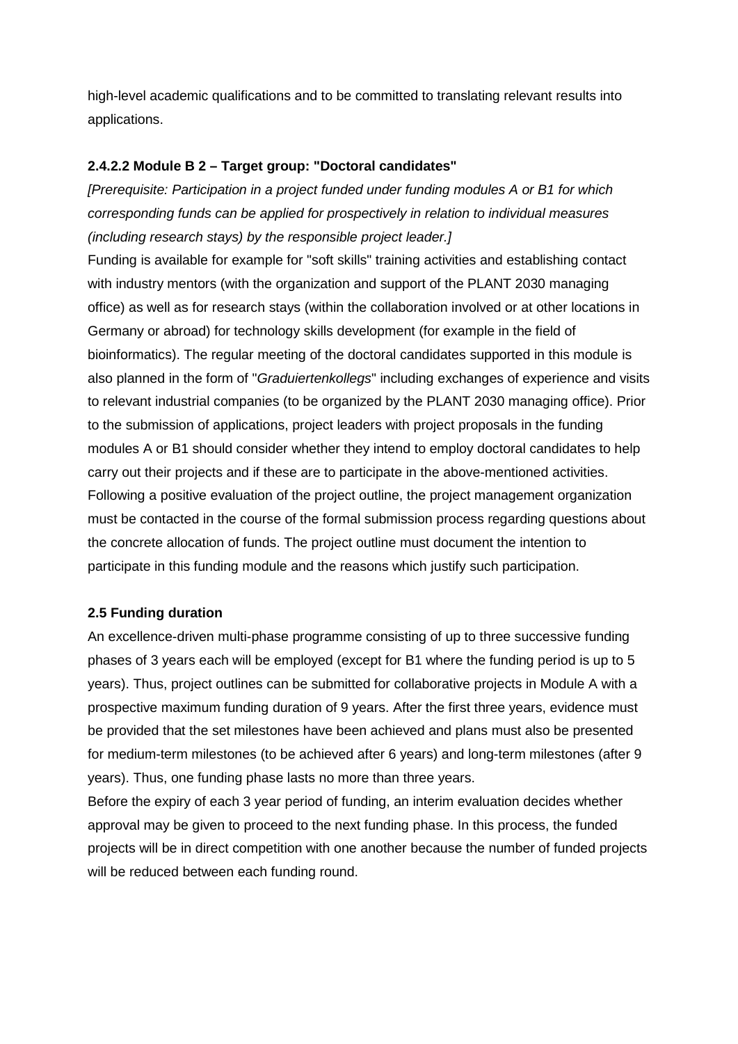high-level academic qualifications and to be committed to translating relevant results into applications.

#### 2.4.2.2 Module B 2 – Target group: "Doctoral candidates"

*[Prerequisite: Participation in a project funded under funding modules A or B1 for which corresponding funds can be applied for prospectively in relation to individual measures (including research stays) by the responsible project leader.]*

Funding is available for example for "soft skills" training activities and establishing contact with industry mentors (with the organization and support of the PLANT 2030 managing office) as well as for research stays (within the collaboration involved or at other locations in Germany or abroad) for technology skills development (for example in the field of bioinformatics). The regular meeting of the doctoral candidates supported in this module is also planned in the form of "*Graduiertenkollegs*" including exchanges of experience and visits to relevant industrial companies (to be organized by the PLANT 2030 managing office). Prior to the submission of applications, project leaders with project proposals in the funding modules A or B1 should consider whether they intend to employ doctoral candidates to help carry out their projects and if these are to participate in the above-mentioned activities. Following a positive evaluation of the project outline, the project management organization must be contacted in the course of the formal submission process regarding questions about the concrete allocation of funds. The project outline must document the intention to participate in this funding module and the reasons which justify such participation.

### 2.5 Funding duration

An excellence-driven multi-phase programme consisting of up to three successive funding phases of 3 years each will be employed (except for B1 where the funding period is up to 5 years). Thus, project outlines can be submitted for collaborative projects in Module A with a prospective maximum funding duration of 9 years. After the first three years, evidence must be provided that the set milestones have been achieved and plans must also be presented for medium-term milestones (to be achieved after 6 years) and long-term milestones (after 9 years). Thus, one funding phase lasts no more than three years.

Before the expiry of each 3 year period of funding, an interim evaluation decides whether approval may be given to proceed to the next funding phase. In this process, the funded projects will be in direct competition with one another because the number of funded projects will be reduced between each funding round.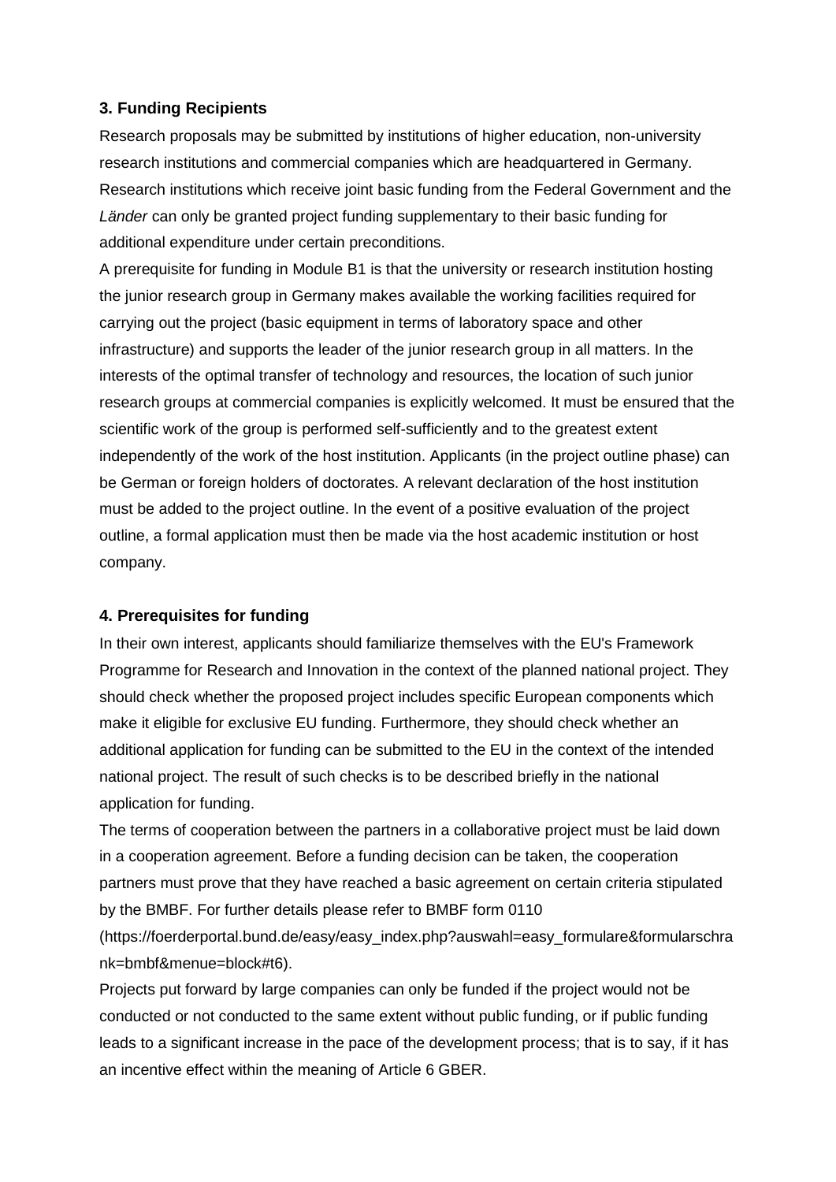### 3. Funding Recipients

Research proposals may be submitted by institutions of higher education, non-university research institutions and commercial companies which are headquartered in Germany. Research institutions which receive joint basic funding from the Federal Government and the *Länder* can only be granted project funding supplementary to their basic funding for additional expenditure under certain preconditions.

A prerequisite for funding in Module B1 is that the university or research institution hosting the junior research group in Germany makes available the working facilities required for carrying out the project (basic equipment in terms of laboratory space and other infrastructure) and supports the leader of the junior research group in all matters. In the interests of the optimal transfer of technology and resources, the location of such junior research groups at commercial companies is explicitly welcomed. It must be ensured that the scientific work of the group is performed self-sufficiently and to the greatest extent independently of the work of the host institution. Applicants (in the project outline phase) can be German or foreign holders of doctorates. A relevant declaration of the host institution must be added to the project outline. In the event of a positive evaluation of the project outline, a formal application must then be made via the host academic institution or host company.

### 4. Prerequisites for funding

In their own interest, applicants should familiarize themselves with the EU's Framework Programme for Research and Innovation in the context of the planned national project. They should check whether the proposed project includes specific European components which make it eligible for exclusive EU funding. Furthermore, they should check whether an additional application for funding can be submitted to the EU in the context of the intended national project. The result of such checks is to be described briefly in the national application for funding.

The terms of cooperation between the partners in a collaborative project must be laid down in a cooperation agreement. Before a funding decision can be taken, the cooperation partners must prove that they have reached a basic agreement on certain criteria stipulated by the BMBF. For further details please refer to BMBF form 0110 (https://foerderportal.bund.de/easy/easy_index.php?auswahl=easy_formulare&formularschrank=bmbf&menue=block#t6).

Projects put forward by large companies can only be funded if the project would not be conducted or not conducted to the same extent without public funding, or if public funding leads to a significant increase in the pace of the development process; that is to say, if it has an incentive effect within the meaning of Article 6 GBER.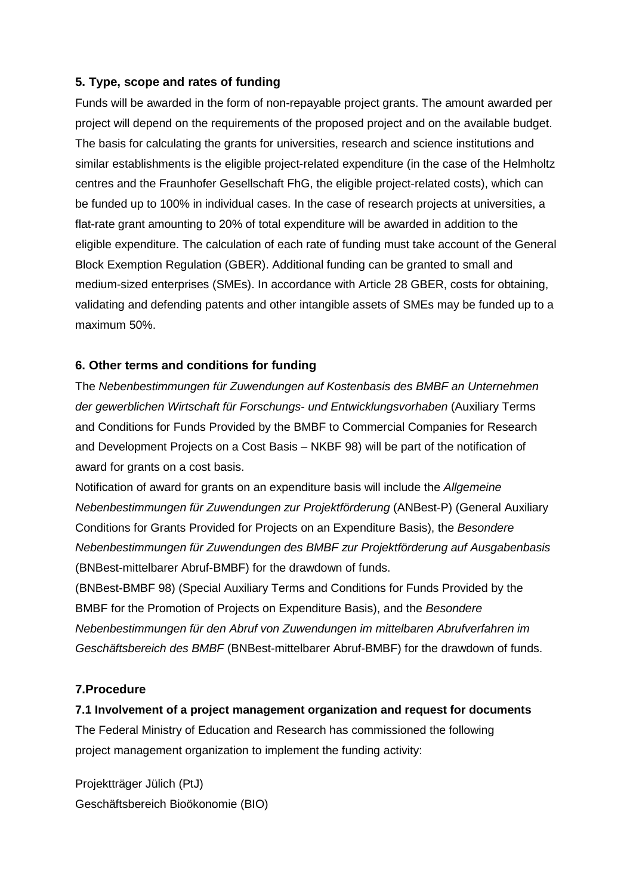### 5. Type, scope and rates of funding

Funds will be awarded in the form of non-repayable project grants. The amount awarded per project will depend on the requirements of the proposed project and on the available budget. The basis for calculating the grants for universities, research and science institutions and similar establishments is the eligible project-related expenditure (in the case of the Helmholtz centres and the Fraunhofer Gesellschaft FhG, the eligible project-related costs), which can be funded up to 100% in individual cases. In the case of research projects at universities, a flat-rate grant amounting to 20% of total expenditure will be awarded in addition to the eligible expenditure. The calculation of each rate of funding must take account of the General Block Exemption Regulation (GBER). Additional funding can be granted to small and medium-sized enterprises (SMEs). In accordance with Article 28 GBER, costs for obtaining, validating and defending patents and other intangible assets of SMEs may be funded up to a maximum 50%.

### 6. Other terms and conditions for funding

The *Nebenbestimmungen für Zuwendungen auf Kostenbasis des BMBF an Unternehmen der gewerblichen Wirtschaft für Forschungs- und Entwicklungsvorhaben* (Auxiliary Terms and Conditions for Funds Provided by the BMBF to Commercial Companies for Research and Development Projects on a Cost Basis – NKBF 98) will be part of the notification of award for grants on a cost basis.

Notification of award for grants on an expenditure basis will include the *Allgemeine Nebenbestimmungen für Zuwendungen zur Projektförderung* (ANBest-P) (General Auxiliary Conditions for Grants Provided for Projects on an Expenditure Basis), the *Besondere Nebenbestimmungen für Zuwendungen des BMBF zur Projektförderung auf Ausgabenbasis* (BNBest-mittelbarer Abruf-BMBF) for the drawdown of funds.

(BNBest-BMBF 98) (Special Auxiliary Terms and Conditions for Funds Provided by the BMBF for the Promotion of Projects on Expenditure Basis), and the *Besondere Nebenbestimmungen für den Abruf von Zuwendungen im mittelbaren Abrufverfahren im Geschäftsbereich des BMBF* (BNBest-mittelbarer Abruf-BMBF) for the drawdown of funds.

### 7.Procedure

#### 7.1 Involvement of a project management organization and request for documents

The Federal Ministry of Education and Research has commissioned the following project management organization to implement the funding activity:

Projektträger Jülich (PtJ)
Geschäftsbereich Bioökonomie (BIO)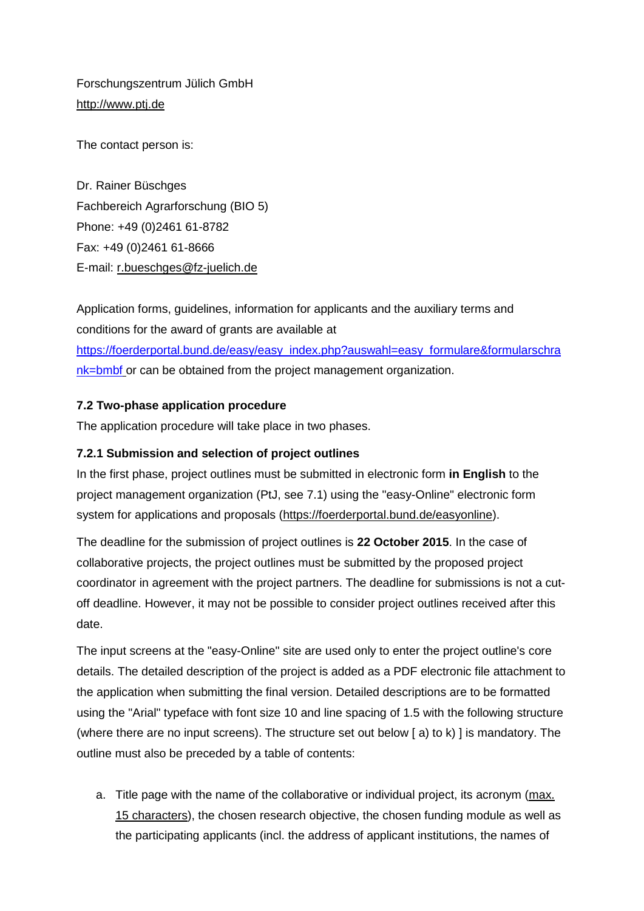Forschungszentrum Jülich GmbH
http://www.ptj.de

The contact person is:

Dr. Rainer Büschges
Fachbereich Agrarforschung (BIO 5)
Phone: +49 (0)2461 61-8782
Fax: +49 (0)2461 61-8666
E-mail: r.bueschges@fz-juelich.de

Application forms, guidelines, information for applicants and the auxiliary terms and conditions for the award of grants are available at https://foerderportal.bund.de/easy/easy_index.php?auswahl=easy_formulare&formularschrank=bmbf or can be obtained from the project management organization.

### 7.2 Two-phase application procedure

The application procedure will take place in two phases.

#### 7.2.1 Submission and selection of project outlines

In the first phase, project outlines must be submitted in electronic form **in English** to the project management organization (PtJ, see 7.1) using the "easy-Online" electronic form system for applications and proposals (https://foerderportal.bund.de/easyonline).

The deadline for the submission of project outlines is **22 October 2015**. In the case of collaborative projects, the project outlines must be submitted by the proposed project coordinator in agreement with the project partners. The deadline for submissions is not a cut-off deadline. However, it may not be possible to consider project outlines received after this date.

The input screens at the "easy-Online" site are used only to enter the project outline's core details. The detailed description of the project is added as a PDF electronic file attachment to the application when submitting the final version. Detailed descriptions are to be formatted using the "Arial" typeface with font size 10 and line spacing of 1.5 with the following structure (where there are no input screens). The structure set out below [ a) to k) ] is mandatory. The outline must also be preceded by a table of contents:

a. Title page with the name of the collaborative or individual project, its acronym (max. 15 characters), the chosen research objective, the chosen funding module as well as the participating applicants (incl. the address of applicant institutions, the names of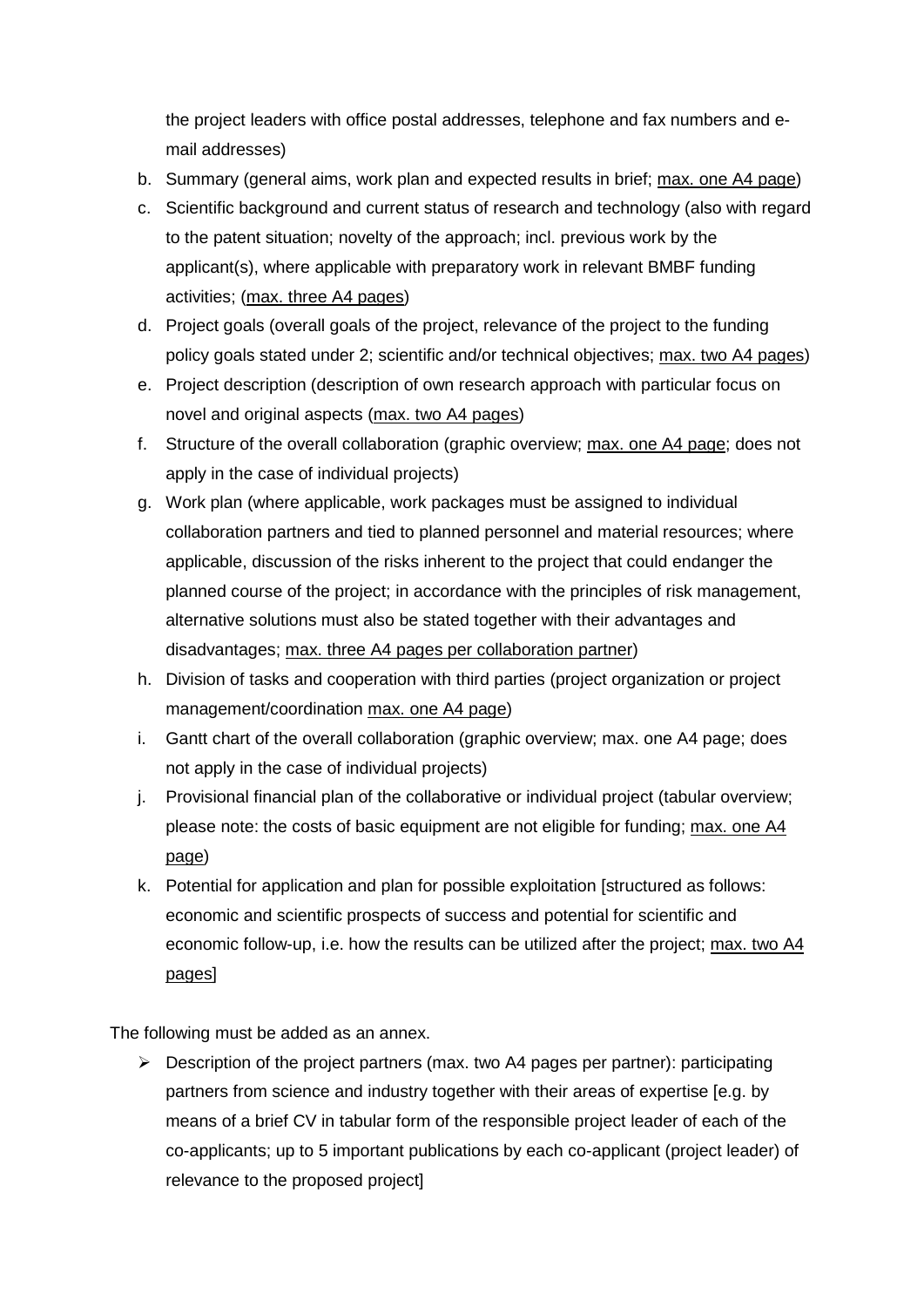the project leaders with office postal addresses, telephone and fax numbers and e-mail addresses)

b. Summary (general aims, work plan and expected results in brief; <u>max. one A4 page</u>)
c. Scientific background and current status of research and technology (also with regard to the patent situation; novelty of the approach; incl. previous work by the applicant(s), where applicable with preparatory work in relevant BMBF funding activities; (<u>max. three A4 pages</u>)
d. Project goals (overall goals of the project, relevance of the project to the funding policy goals stated under 2; scientific and/or technical objectives; <u>max. two A4 pages</u>)
e. Project description (description of own research approach with particular focus on novel and original aspects (<u>max. two A4 pages</u>)
f. Structure of the overall collaboration (graphic overview; <u>max. one A4 page</u>; does not apply in the case of individual projects)
g. Work plan (where applicable, work packages must be assigned to individual collaboration partners and tied to planned personnel and material resources; where applicable, discussion of the risks inherent to the project that could endanger the planned course of the project; in accordance with the principles of risk management, alternative solutions must also be stated together with their advantages and disadvantages; <u>max. three A4 pages per collaboration partner</u>)
h. Division of tasks and cooperation with third parties (project organization or project management/coordination <u>max. one A4 page</u>)
i. Gantt chart of the overall collaboration (graphic overview; max. one A4 page; does not apply in the case of individual projects)
j. Provisional financial plan of the collaborative or individual project (tabular overview; please note: the costs of basic equipment are not eligible for funding; <u>max. one A4 page</u>)
k. Potential for application and plan for possible exploitation [structured as follows: economic and scientific prospects of success and potential for scientific and economic follow-up, i.e. how the results can be utilized after the project; <u>max. two A4 pages</u>]

The following must be added as an annex.

- Description of the project partners (max. two A4 pages per partner): participating partners from science and industry together with their areas of expertise [e.g. by means of a brief CV in tabular form of the responsible project leader of each of the co-applicants; up to 5 important publications by each co-applicant (project leader) of relevance to the proposed project]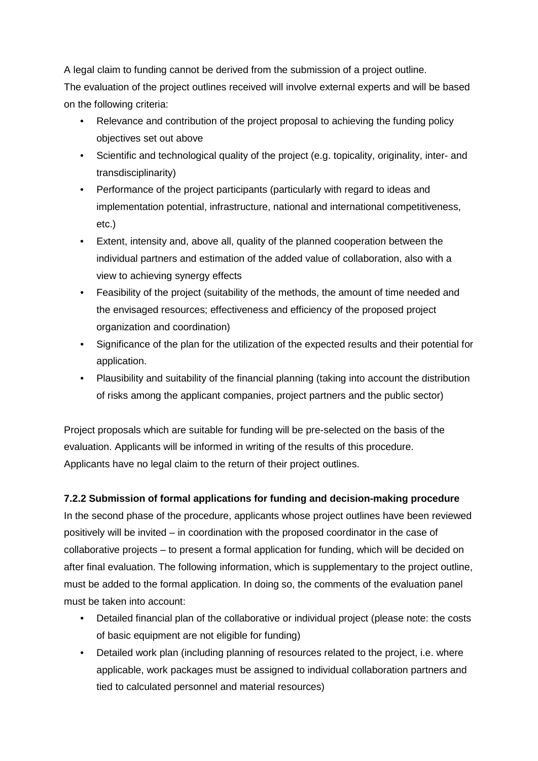A legal claim to funding cannot be derived from the submission of a project outline.
The evaluation of the project outlines received will involve external experts and will be based on the following criteria:

- Relevance and contribution of the project proposal to achieving the funding policy objectives set out above
- Scientific and technological quality of the project (e.g. topicality, originality, inter- and transdisciplinarity)
- Performance of the project participants (particularly with regard to ideas and implementation potential, infrastructure, national and international competitiveness, etc.)
- Extent, intensity and, above all, quality of the planned cooperation between the individual partners and estimation of the added value of collaboration, also with a view to achieving synergy effects
- Feasibility of the project (suitability of the methods, the amount of time needed and the envisaged resources; effectiveness and efficiency of the proposed project organization and coordination)
- Significance of the plan for the utilization of the expected results and their potential for application.
- Plausibility and suitability of the financial planning (taking into account the distribution of risks among the applicant companies, project partners and the public sector)

Project proposals which are suitable for funding will be pre-selected on the basis of the evaluation. Applicants will be informed in writing of the results of this procedure.
Applicants have no legal claim to the return of their project outlines.

**7.2.2 Submission of formal applications for funding and decision-making procedure**

In the second phase of the procedure, applicants whose project outlines have been reviewed positively will be invited – in coordination with the proposed coordinator in the case of collaborative projects – to present a formal application for funding, which will be decided on after final evaluation. The following information, which is supplementary to the project outline, must be added to the formal application. In doing so, the comments of the evaluation panel must be taken into account:

- Detailed financial plan of the collaborative or individual project (please note: the costs of basic equipment are not eligible for funding)
- Detailed work plan (including planning of resources related to the project, i.e. where applicable, work packages must be assigned to individual collaboration partners and tied to calculated personnel and material resources)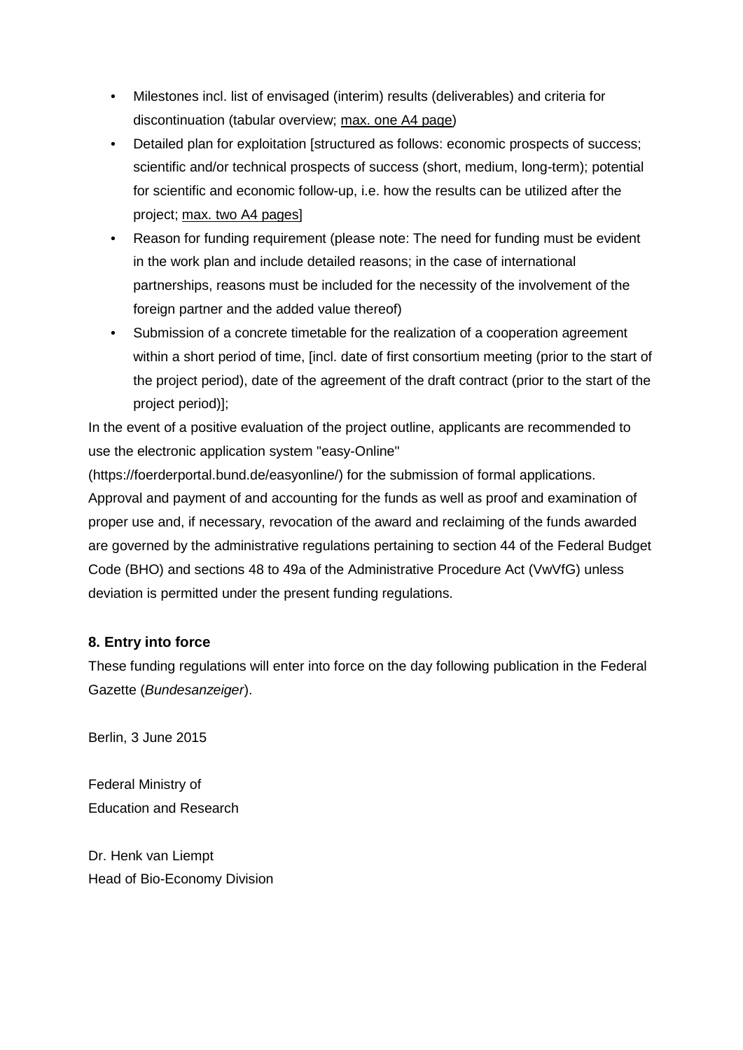- Milestones incl. list of envisaged (interim) results (deliverables) and criteria for discontinuation (tabular overview; max. one A4 page)
- Detailed plan for exploitation [structured as follows: economic prospects of success; scientific and/or technical prospects of success (short, medium, long-term); potential for scientific and economic follow-up, i.e. how the results can be utilized after the project; max. two A4 pages]
- Reason for funding requirement (please note: The need for funding must be evident in the work plan and include detailed reasons; in the case of international partnerships, reasons must be included for the necessity of the involvement of the foreign partner and the added value thereof)
- Submission of a concrete timetable for the realization of a cooperation agreement within a short period of time, [incl. date of first consortium meeting (prior to the start of the project period), date of the agreement of the draft contract (prior to the start of the project period)];

In the event of a positive evaluation of the project outline, applicants are recommended to use the electronic application system "easy-Online" (https://foerderportal.bund.de/easyonline/) for the submission of formal applications.
Approval and payment of and accounting for the funds as well as proof and examination of proper use and, if necessary, revocation of the award and reclaiming of the funds awarded are governed by the administrative regulations pertaining to section 44 of the Federal Budget Code (BHO) and sections 48 to 49a of the Administrative Procedure Act (VwVfG) unless deviation is permitted under the present funding regulations.

## 8. Entry into force

These funding regulations will enter into force on the day following publication in the Federal Gazette (*Bundesanzeiger*).

Berlin, 3 June 2015

Federal Ministry of
Education and Research

Dr. Henk van Liempt
Head of Bio-Economy Division